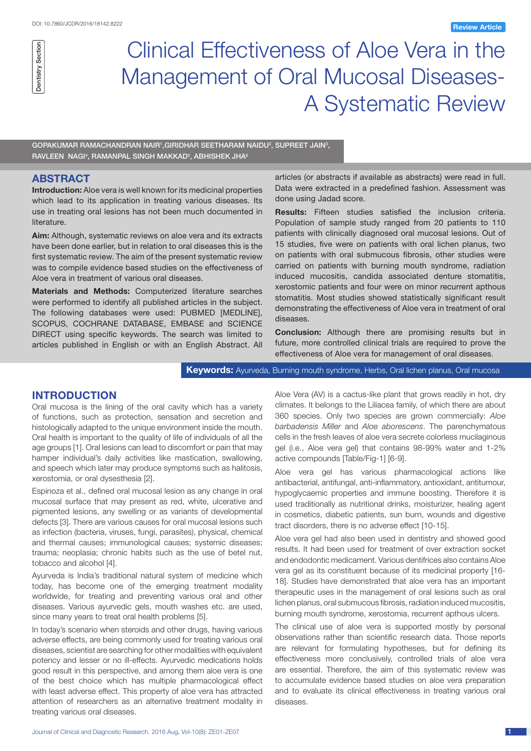DOI: 10.7860/JCDR/2016/18142.8222

Review Article

Dentistry Section

# Clinical Effectiveness of Aloe Vera in the Management of Oral Mucosal Diseases- A Systematic Review

GOPAKUMAR RAMACHANDRAN NAIR[1], GIRIDHAR SEETHARAM NAIDU[2], SUPREET JAIN[3], RAVLEEN NAGI[4], RAMANPAL SINGH MAKKAD[5], ABHISHEK JHA[6]

## ABSTRACT

**Introduction:** Aloe vera is well known for its medicinal properties which lead to its application in treating various diseases. Its use in treating oral lesions has not been much documented in literature.

**Aim:** Although, systematic reviews on aloe vera and its extracts have been done earlier, but in relation to oral diseases this is the first systematic review. The aim of the present systematic review was to compile evidence based studies on the effectiveness of Aloe vera in treatment of various oral diseases.

**Materials and Methods:** Computerized literature searches were performed to identify all published articles in the subject. The following databases were used: PUBMED [MEDLINE], SCOPUS, COCHRANE DATABASE, EMBASE and SCIENCE DIRECT using specific keywords. The search was limited to articles published in English or with an English Abstract. All articles (or abstracts if available as abstracts) were read in full. Data were extracted in a predefined fashion. Assessment was done using Jadad score.

**Results:** Fifteen studies satisfied the inclusion criteria. Population of sample study ranged from 20 patients to 110 patients with clinically diagnosed oral mucosal lesions. Out of 15 studies, five were on patients with oral lichen planus, two on patients with oral submucous fibrosis, other studies were carried on patients with burning mouth syndrome, radiation induced mucositis, candida associated denture stomatitis, xerostomic patients and four were on minor recurrent apthous stomatitis. Most studies showed statistically significant result demonstrating the effectiveness of Aloe vera in treatment of oral diseases.

**Conclusion:** Although there are promising results but in future, more controlled clinical trials are required to prove the effectiveness of Aloe vera for management of oral diseases.

**Keywords:** Ayurveda, Burning mouth syndrome, Herbs, Oral lichen planus, Oral mucosa

## INTRODUCTION

Oral mucosa is the lining of the oral cavity which has a variety of functions, such as protection, sensation and secretion and histologically adapted to the unique environment inside the mouth. Oral health is important to the quality of life of individuals of all the age groups [1]. Oral lesions can lead to discomfort or pain that may hamper individual's daily activities like mastication, swallowing, and speech which later may produce symptoms such as halitosis, xerostomia, or oral dysesthesia [2].

Espinoza et al., defined oral mucosal lesion as any change in oral mucosal surface that may present as red, white, ulcerative and pigmented lesions, any swelling or as variants of developmental defects [3]. There are various causes for oral mucosal lesions such as infection (bacteria, viruses, fungi, parasites), physical, chemical and thermal causes; immunological causes; systemic diseases; trauma; neoplasia; chronic habits such as the use of betel nut, tobacco and alcohol [4].

Ayurveda is India's traditional natural system of medicine which today, has become one of the emerging treatment modality worldwide, for treating and preventing various oral and other diseases. Various ayurvedic gels, mouth washes etc. are used, since many years to treat oral health problems [5].

In today's scenario when steroids and other drugs, having various adverse effects, are being commonly used for treating various oral diseases, scientist are searching for other modalities with equivalent potency and lesser or no ill-effects. Ayurvedic medications holds good result in this perspective, and among them aloe vera is one of the best choice which has multiple pharmacological effect with least adverse effect. This property of aloe vera has attracted attention of researchers as an alternative treatment modality in treating various oral diseases.

Aloe Vera (AV) is a cactus-like plant that grows readily in hot, dry climates. It belongs to the Liliacea family, of which there are about 360 species. Only two species are grown commercially: *Aloe barbadensis Miller* and *Aloe aborescens*. The parenchymatous cells in the fresh leaves of aloe vera secrete colorless mucilaginous gel (i.e., Aloe vera gel) that contains 98-99% water and 1-2% active compounds [Table/Fig-1] [6-9].

Aloe vera gel has various pharmacological actions like antibacterial, antifungal, anti-inflammatory, antioxidant, antitumour, hypoglycaemic properties and immune boosting. Therefore it is used traditionally as nutritional drinks, moisturizer, healing agent in cosmetics, diabetic patients, sun burn, wounds and digestive tract disorders, there is no adverse effect [10-15].

Aloe vera gel had also been used in dentistry and showed good results. It had been used for treatment of over extraction socket and endodontic medicament. Various dentifrices also contains Aloe vera gel as its constituent because of its medicinal property [16-18]. Studies have demonstrated that aloe vera has an important therapeutic uses in the management of oral lesions such as oral lichen planus, oral submucous fibrosis, radiation induced mucositis, burning mouth syndrome, xerostomia, recurrent apthous ulcers.

The clinical use of aloe vera is supported mostly by personal observations rather than scientific research data. Those reports are relevant for formulating hypotheses, but for defining its effectiveness more conclusively, controlled trials of aloe vera are essential. Therefore, the aim of this systematic review was to accumulate evidence based studies on aloe vera preparation and to evaluate its clinical effectiveness in treating various oral diseases.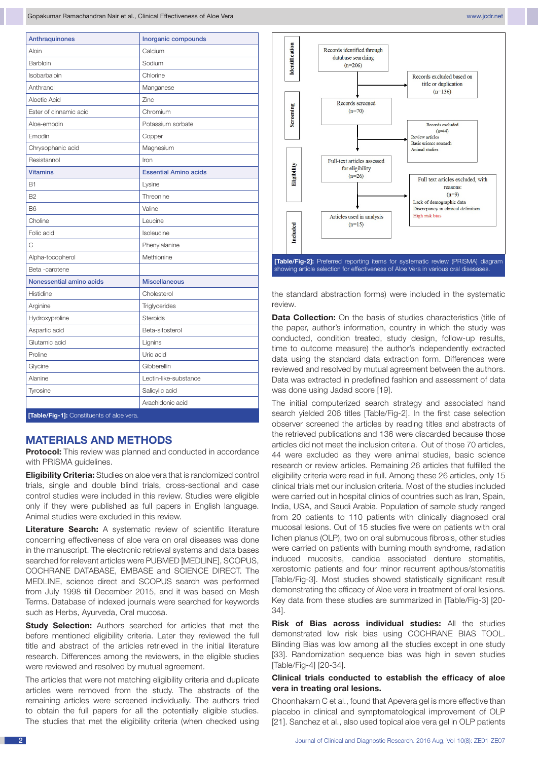| Anthraquinones | Inorganic compounds |
|---|---|
| Aloin | Calcium |
| Barbloin | Sodium |
| Isobarbaloin | Chlorine |
| Anthranol | Manganese |
| Aloetic Acid | Zinc |
| Ester of cinnamic acid | Chromium |
| Aloe-emodin | Potassium sorbate |
| Emodin | Copper |
| Chrysophanic acid | Magnesium |
| Resistannol | Iron |
| **Vitamins** | **Essential Amino acids** |
| B1 | Lysine |
| B2 | Threonine |
| B6 | Valine |
| Choline | Leucine |
| Folic acid | Isoleucine |
| C | Phenylalanine |
| Alpha-tocopherol | Methionine |
| Beta -carotene | |
| **Nonessential amino acids** | **Miscellaneous** |
| Histidine | Cholesterol |
| Arginine | Triglycerides |
| Hydroxyproline | Steroids |
| Aspartic acid | Beta-sitosterol |
| Glutamic acid | Lignins |
| Proline | Uric acid |
| Glycine | Gibberellin |
| Alanine | Lectin-like-substance |
| Tyrosine | Salicylic acid |
| | Arachidonic acid |

**[Table/Fig-1]:** Constituents of aloe vera.

## MATERIALS AND METHODS

**Protocol:** This review was planned and conducted in accordance with PRISMA guidelines.

**Eligibility Criteria:** Studies on aloe vera that is randomized control trials, single and double blind trials, cross-sectional and case control studies were included in this review. Studies were eligible only if they were published as full papers in English language. Animal studies were excluded in this review.

**Literature Search:** A systematic review of scientific literature concerning effectiveness of aloe vera on oral diseases was done in the manuscript. The electronic retrieval systems and data bases searched for relevant articles were PUBMED [MEDLINE], SCOPUS, COCHRANE DATABASE, EMBASE and SCIENCE DIRECT. The MEDLINE, science direct and SCOPUS search was performed from July 1998 till December 2015, and it was based on Mesh Terms. Database of indexed journals were searched for keywords such as Herbs, Ayurveda, Oral mucosa.

**Study Selection:** Authors searched for articles that met the before mentioned eligibility criteria. Later they reviewed the full title and abstract of the articles retrieved in the initial literature research. Differences among the reviewers, in the eligible studies were reviewed and resolved by mutual agreement.

The articles that were not matching eligibility criteria and duplicate articles were removed from the study. The abstracts of the remaining articles were screened individually. The authors tried to obtain the full papers for all the potentially eligible studies. The studies that met the eligibility criteria (when checked using the standard abstraction forms) were included in the systematic review.

Identification: Records identified through database searching (n=206) → Records excluded based on title or duplication (n=136)

Screening: Records screened (n=70) → Records excluded (n=44): Review articles, Basic science research, Animal studies

Eligibility: Full-text articles assessed for eligibility (n=26) → Full text articles excluded, with reasons: (n=9): Lack of demographic data, Discrepancy in clinical definition, High risk bias

Included: Articles used in analysis (n=15)

**[Table/Fig-2]:** Preferred reporting items for systematic review (PRISMA) diagram showing article selection for effectiveness of Aloe Vera in various oral diseases.

**Data Collection:** On the basis of studies characteristics (title of the paper, author's information, country in which the study was conducted, condition treated, study design, follow-up results, time to outcome measure) the author's independently extracted data using the standard data extraction form. Differences were reviewed and resolved by mutual agreement between the authors. Data was extracted in predefined fashion and assessment of data was done using Jadad score [19].

The initial computerized search strategy and associated hand search yielded 206 titles [Table/Fig-2]. In the first case selection observer screened the articles by reading titles and abstracts of the retrieved publications and 136 were discarded because those articles did not meet the inclusion criteria. Out of those 70 articles, 44 were excluded as they were animal studies, basic science research or review articles. Remaining 26 articles that fulfilled the eligibility criteria were read in full. Among these 26 articles, only 15 clinical trials met our inclusion criteria. Most of the studies included were carried out in hospital clinics of countries such as Iran, Spain, India, USA, and Saudi Arabia. Population of sample study ranged from 20 patients to 110 patients with clinically diagnosed oral mucosal lesions. Out of 15 studies five were on patients with oral lichen planus (OLP), two on oral submucous fibrosis, other studies were carried on patients with burning mouth syndrome, radiation induced mucositis, candida associated denture stomatitis, xerostomic patients and four minor recurrent apthous/stomatitis [Table/Fig-3]. Most studies showed statistically significant result demonstrating the efficacy of Aloe vera in treatment of oral lesions. Key data from these studies are summarized in [Table/Fig-3] [20-34].

**Risk of Bias across individual studies:** All the studies demonstrated low risk bias using COCHRANE BIAS TOOL. Blinding Bias was low among all the studies except in one study [33]. Randomization sequence bias was high in seven studies [Table/Fig-4] [20-34].

**Clinical trials conducted to establish the efficacy of aloe vera in treating oral lesions.**

Choonhakarn C et al., found that Apevera gel is more effective than placebo in clinical and symptomatological improvement of OLP [21]. Sanchez et al., also used topical aloe vera gel in OLP patients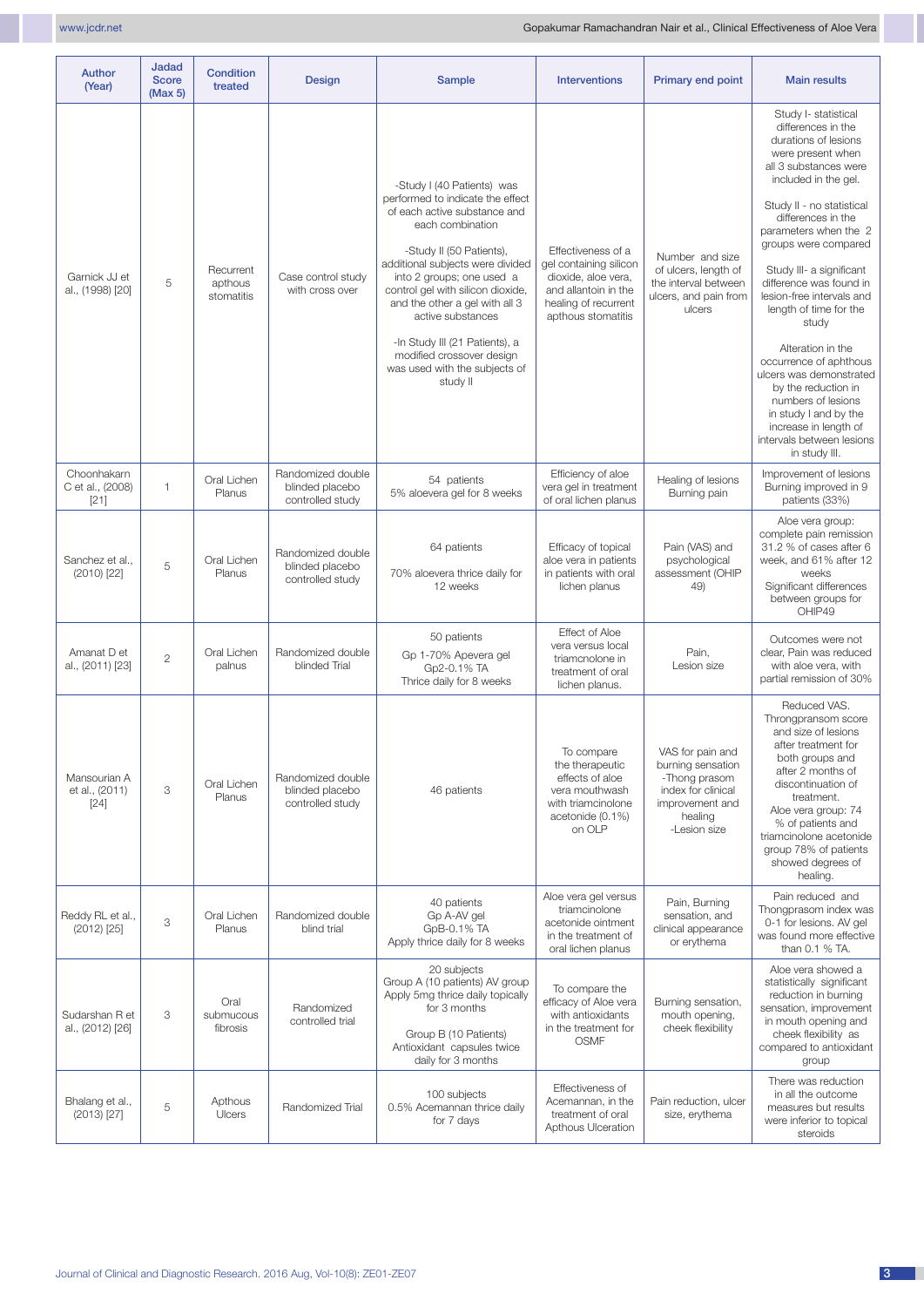| Author (Year) | Jadad Score (Max 5) | Condition treated | Design | Sample | Interventions | Primary end point | Main results |
|---|---|---|---|---|---|---|---|
| Garnick JJ et al., (1998) [20] | 5 | Recurrent apthous stomatitis | Case control study with cross over | -Study I (40 Patients) was performed to indicate the effect of each active substance and each combination<br><br>-Study II (50 Patients), additional subjects were divided into 2 groups; one used a control gel with silicon dioxide, and the other a gel with all 3 active substances<br><br>-In Study III (21 Patients), a modified crossover design was used with the subjects of study II | Effectiveness of a gel containing silicon dioxide, aloe vera, and allantoin in the healing of recurrent apthous stomatitis | Number and size of ulcers, length of the interval between ulcers, and pain from ulcers | Study I- statistical differences in the durations of lesions were present when all 3 substances were included in the gel.<br><br>Study II - no statistical differences in the parameters when the 2 groups were compared<br><br>Study III- a significant difference was found in lesion-free intervals and length of time for the study<br><br>Alteration in the occurrence of aphthous ulcers was demonstrated by the reduction in numbers of lesions in study I and by the increase in length of intervals between lesions in study III. |
| Choonhakarn C et al., (2008) [21] | 1 | Oral Lichen Planus | Randomized double blinded placebo controlled study | 54 patients<br>5% aloevera gel for 8 weeks | Efficiency of aloe vera gel in treatment of oral lichen planus | Healing of lesions<br>Burning pain | Improvement of lesions<br>Burning improved in 9 patients (33%) |
| Sanchez et al., (2010) [22] | 5 | Oral Lichen Planus | Randomized double blinded placebo controlled study | 64 patients<br><br>70% aloevera thrice daily for 12 weeks | Efficacy of topical aloe vera in patients in patients with oral lichen planus | Pain (VAS) and psychological assessment (OHIP 49) | Aloe vera group: complete pain remission 31.2 % of cases after 6 week, and 61% after 12 weeks<br>Significant differences between groups for OHIP49 |
| Amanat D et al., (2011) [23] | 2 | Oral Lichen palnus | Randomized double blinded Trial | 50 patients<br>Gp 1-70% Apevera gel<br>Gp2-0.1% TA<br>Thrice daily for 8 weeks | Effect of Aloe vera versus local triamcnolone in treatment of oral lichen planus. | Pain,<br>Lesion size | Outcomes were not clear, Pain was reduced with aloe vera, with partial remission of 30% |
| Mansourian A et al., (2011) [24] | 3 | Oral Lichen Planus | Randomized double blinded placebo controlled study | 46 patients | To compare the therapeutic effects of aloe vera mouthwash with triamcinolone acetonide (0.1%) on OLP | VAS for pain and burning sensation -Thong prasom index for clinical improvement and healing<br>-Lesion size | Reduced VAS. Throngpransom score and size of lesions after treatment for both groups and after 2 months of discontinuation of treatment.<br>Aloe vera group: 74 % of patients and triamcinolone acetonide group 78% of patients showed degrees of healing. |
| Reddy RL et al., (2012) [25] | 3 | Oral Lichen Planus | Randomized double blind trial | 40 patients<br>Gp A-AV gel<br>GpB-0.1% TA<br>Apply thrice daily for 8 weeks | Aloe vera gel versus triamcinolone acetonide ointment in the treatment of oral lichen planus | Pain, Burning sensation, and clinical appearance or erythema | Pain reduced and Thongprasom index was 0-1 for lesions. AV gel was found more effective than 0.1 % TA. |
| Sudarshan R et al., (2012) [26] | 3 | Oral submucous fibrosis | Randomized controlled trial | 20 subjects<br>Group A (10 patients) AV group Apply 5mg thrice daily topically for 3 months<br><br>Group B (10 Patients) Antioxidant capsules twice daily for 3 months | To compare the efficacy of Aloe vera with antioxidants in the treatment for OSMF | Burning sensation, mouth opening, cheek flexibility | Aloe vera showed a statistically significant reduction in burning sensation, improvement in mouth opening and cheek flexibility as compared to antioxidant group |
| Bhalang et al., (2013) [27] | 5 | Apthous Ulcers | Randomized Trial | 100 subjects<br>0.5% Acemannan thrice daily for 7 days | Effectiveness of Acemannan, in the treatment of oral Apthous Ulceration | Pain reduction, ulcer size, erythema | There was reduction in all the outcome measures but results were inferior to topical steroids |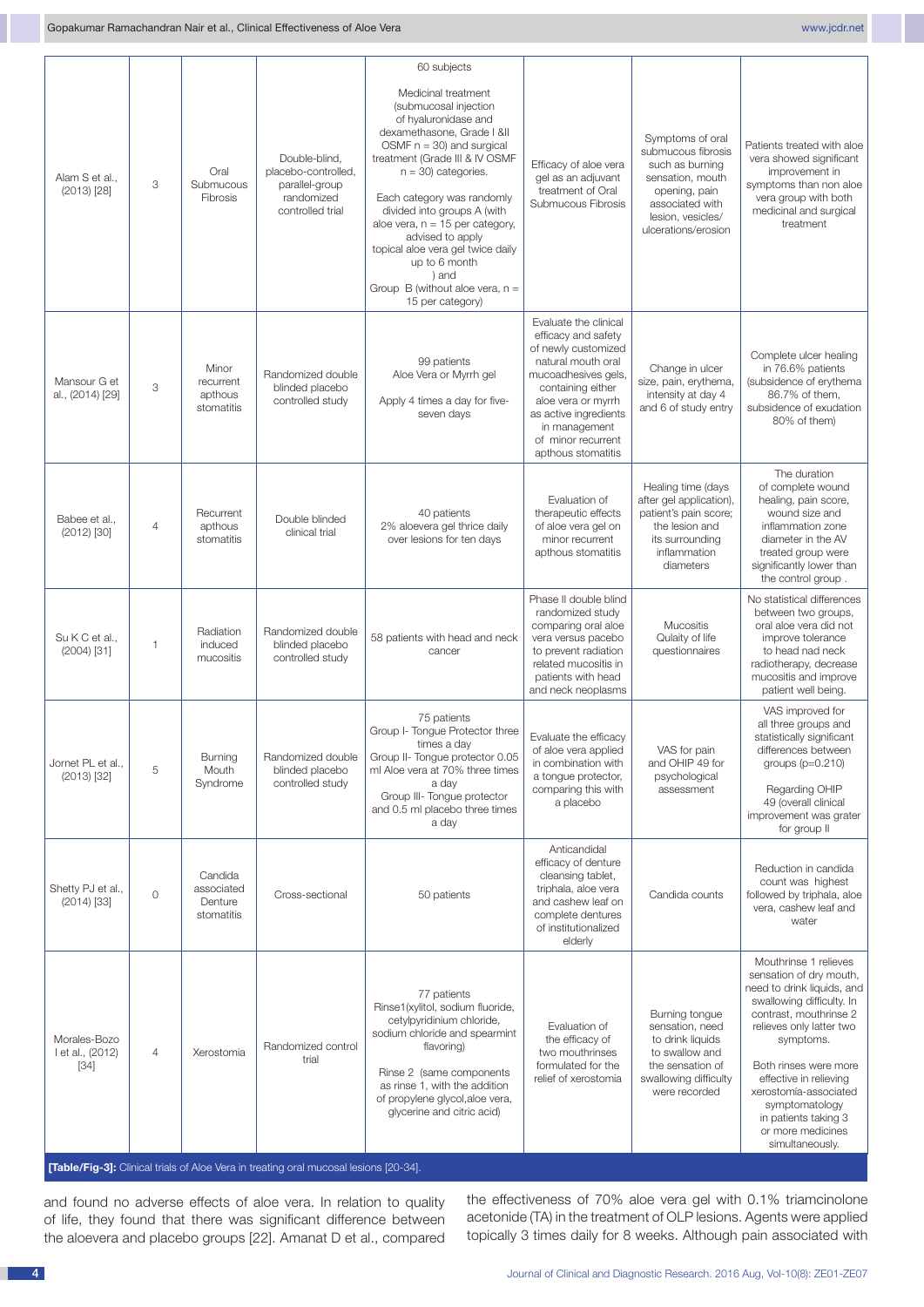| Alam S et al., (2013) [28] | 3 | Oral Submucous Fibrosis | Double-blind, placebo-controlled, parallel-group randomized controlled trial | 60 subjects<br><br>Medicinal treatment (submucosal injection of hyaluronidase and dexamethasone, Grade I &II OSMF n = 30) and surgical treatment (Grade III & IV OSMF n = 30) categories.<br><br>Each category was randomly divided into groups A (with aloe vera, n = 15 per category, advised to apply topical aloe vera gel twice daily up to 6 month ) and Group B (without aloe vera, n = 15 per category) | Efficacy of aloe vera gel as an adjuvant treatment of Oral Submucous Fibrosis | Symptoms of oral submucous fibrosis such as burning sensation, mouth opening, pain associated with lesion, vesicles/ ulcerations/erosion | Patients treated with aloe vera showed significant improvement in symptoms than non aloe vera group with both medicinal and surgical treatment |
|---|---|---|---|---|---|---|---|
| Mansour G et al., (2014) [29] | 3 | Minor recurrent apthous stomatitis | Randomized double blinded placebo controlled study | 99 patients Aloe Vera or Myrrh gel<br><br>Apply 4 times a day for five-seven days | Evaluate the clinical efficacy and safety of newly customized natural mouth oral mucoadhesives gels, containing either aloe vera or myrrh as active ingredients in management of minor recurrent apthous stomatitis | Change in ulcer size, pain, erythema, intensity at day 4 and 6 of study entry | Complete ulcer healing in 76.6% patients (subsidence of erythema 86.7% of them, subsidence of exudation 80% of them) |
| Babee et al., (2012) [30] | 4 | Recurrent apthous stomatitis | Double blinded clinical trial | 40 patients 2% aloevera gel thrice daily over lesions for ten days | Evaluation of therapeutic effects of aloe vera gel on minor recurrent apthous stomatitis | Healing time (days after gel application), patient's pain score; the lesion and its surrounding inflammation diameters | The duration of complete wound healing, pain score, wound size and inflammation zone diameter in the AV treated group were significantly lower than the control group . |
| Su K C et al., (2004) [31] | 1 | Radiation induced mucositis | Randomized double blinded placebo controlled study | 58 patients with head and neck cancer | Phase II double blind randomized study comparing oral aloe vera versus pacebo to prevent radiation related mucositis in patients with head and neck neoplasms | Mucositis Qulaity of life questionnaires | No statistical differences between two groups, oral aloe vera did not improve tolerance to head nad neck radiotherapy, decrease mucositis and improve patient well being. |
| Jornet PL et al., (2013) [32] | 5 | Burning Mouth Syndrome | Randomized double blinded placebo controlled study | 75 patients<br>Group I- Tongue Protector three times a day<br>Group II- Tongue protector 0.05 ml Aloe vera at 70% three times a day<br>Group III- Tongue protector and 0.5 ml placebo three times a day | Evaluate the efficacy of aloe vera applied in combination with a tongue protector, comparing this with a placebo | VAS for pain and OHIP 49 for psychological assessment | VAS improved for all three groups and statistically significant differences between groups (p=0.210)<br><br>Regarding OHIP 49 (overall clinical improvement was grater for group II |
| Shetty PJ et al., (2014) [33] | 0 | Candida associated Denture stomatitis | Cross-sectional | 50 patients | Anticandidal efficacy of denture cleansing tablet, triphala, aloe vera and cashew leaf on complete dentures of institutionalized elderly | Candida counts | Reduction in candida count was highest followed by triphala, aloe vera, cashew leaf and water |
| Morales-Bozo I et al., (2012) [34] | 4 | Xerostomia | Randomized control trial | 77 patients<br>Rinse1(xylitol, sodium fluoride, cetylpyridinium chloride, sodium chloride and spearmint flavoring)<br><br>Rinse 2 (same components as rinse 1, with the addition of propylene glycol,aloe vera, glycerine and citric acid) | Evaluation of the efficacy of two mouthrinses formulated for the relief of xerostomia | Burning tongue sensation, need to drink liquids to swallow and the sensation of swallowing difficulty were recorded | Mouthrinse 1 relieves sensation of dry mouth, need to drink liquids, and swallowing difficulty. In contrast, mouthrinse 2 relieves only latter two symptoms.<br><br>Both rinses were more effective in relieving xerostomía-associated symptomatology in patients taking 3 or more medicines simultaneously. |

**[Table/Fig-3]:** Clinical trials of Aloe Vera in treating oral mucosal lesions [20-34].

and found no adverse effects of aloe vera. In relation to quality of life, they found that there was significant difference between the aloevera and placebo groups [22]. Amanat D et al., compared the effectiveness of 70% aloe vera gel with 0.1% triamcinolone acetonide (TA) in the treatment of OLP lesions. Agents were applied topically 3 times daily for 8 weeks. Although pain associated with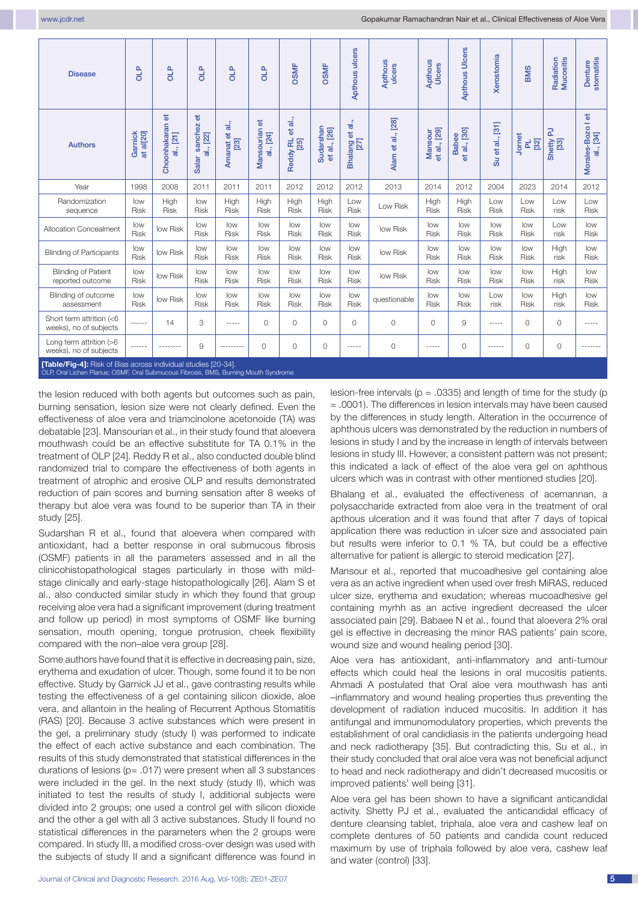| Disease | OLP | OLP | OLP | OLP | OLP | OSMF | OSMF | Apthous ulcers | Apthous ulcers | Apthous Ulcers | Apthous Ulcers | Xerostomia | BMS | Radiation Mucositis | Denture stomatitis |
|---|---|---|---|---|---|---|---|---|---|---|---|---|---|---|---|
| Authors | Garnick et al[20] | Choonhakaran et al., [21] | Salar sanchez et al., [22] | Amanat et al., [23] | Mansourian et al., [24] | Reddy RL et al., [25] | Sudarshan et al., [26] | Bhalang et al., [27] | Alam et al., [28] | Mansour et al., [29] | Babee et al., [30] | Su et al., [31] | Jornet PL [32] | Shetty PJ [33] | Morales-Bozo I et al., [34] |
| Year | 1998 | 2008 | 2011 | 2011 | 2011 | 2012 | 2012 | 2012 | 2013 | 2014 | 2012 | 2004 | 2023 | 2014 | 2012 |
| Randomization sequence | low Risk | High Risk | low Risk | High Risk | High Risk | High Risk | High Risk | Low Risk | Low Risk | High Risk | High Risk | Low Risk | Low Risk | Low risk | Low Risk |
| Allocation Concealment | low Risk | low Risk | low Risk | low Risk | low Risk | low Risk | low Risk | low Risk | low Risk | low Risk | low Risk | low Risk | low Risk | Low risk | low Risk |
| Blinding of Participants | low Risk | low Risk | low Risk | low Risk | low Risk | low Risk | low Risk | low Risk | low Risk | low Risk | low Risk | low Risk | low Risk | High risk | low Risk |
| Blinding of Patient reported outcome | low Risk | low Risk | low Risk | low Risk | low Risk | low Risk | low Risk | low Risk | low Risk | low Risk | low Risk | low Risk | low Risk | High risk | low Risk |
| Blinding of outcome assessment | low Risk | low Risk | low Risk | low Risk | low Risk | low Risk | low Risk | low Risk | questionable | low Risk | low Risk | Low risk | low Risk | High risk | low Risk |
| Short term attrition (<6 weeks), no of subjects | ------ | 14 | 3 | ----- | 0 | 0 | 0 | 0 | 0 | 0 | 9 | ----- | 0 | 0 | ----- |
| Long term attrition (>6 weeks), no of subjects | ------ | -------- | 9 | --------- | 0 | 0 | 0 | ----- | 0 | ----- | 0 | ------ | 0 | 0 | ------- |

**[Table/Fig-4]:** Risk of Bias across individual studies [20-34].
OLP, Oral Lichen Planus; OSMF, Oral Submucous Fibrosis, BMS, Burning Mouth Syndrome

the lesion reduced with both agents but outcomes such as pain, burning sensation, lesion size were not clearly defined. Even the effectiveness of aloe vera and triamcinolone acetonoide (TA) was debatable [23]. Mansourian et al., in their study found that aloevera mouthwash could be an effective substitute for TA 0.1% in the treatment of OLP [24]. Reddy R et al., also conducted double blind randomized trial to compare the effectiveness of both agents in treatment of atrophic and erosive OLP and results demonstrated reduction of pain scores and burning sensation after 8 weeks of therapy but aloe vera was found to be superior than TA in their study [25].

Sudarshan R et al., found that aloevera when compared with antioxidant, had a better response in oral submucous fibrosis (OSMF) patients in all the parameters assessed and in all the clinicohistopathological stages particularly in those with mild-stage clinically and early-stage histopathologically [26]. Alam S et al., also conducted similar study in which they found that group receiving aloe vera had a significant improvement (during treatment and follow up period) in most symptoms of OSMF like burning sensation, mouth opening, tongue protrusion, cheek flexibility compared with the non–aloe vera group [28].

Some authors have found that it is effective in decreasing pain, size, erythema and exudation of ulcer. Though, some found it to be non effective. Study by Garnick JJ et al., gave contrasting results while testing the effectiveness of a gel containing silicon dioxide, aloe vera, and allantoin in the healing of Recurrent Apthous Stomatitis (RAS) [20]. Because 3 active substances which were present in the gel, a preliminary study (study I) was performed to indicate the effect of each active substance and each combination. The results of this study demonstrated that statistical differences in the durations of lesions (p= .017) were present when all 3 substances were included in the gel. In the next study (study II), which was initiated to test the results of study I, additional subjects were divided into 2 groups; one used a control gel with silicon dioxide and the other a gel with all 3 active substances. Study II found no statistical differences in the parameters when the 2 groups were compared. In study III, a modified cross-over design was used with the subjects of study II and a significant difference was found in lesion-free intervals (p = .0335) and length of time for the study (p = .0001). The differences in lesion intervals may have been caused by the differences in study length. Alteration in the occurrence of aphthous ulcers was demonstrated by the reduction in numbers of lesions in study I and by the increase in length of intervals between lesions in study III. However, a consistent pattern was not present; this indicated a lack of effect of the aloe vera gel on aphthous ulcers which was in contrast with other mentioned studies [20].

Bhalang et al., evaluated the effectiveness of acemannan, a polysaccharide extracted from aloe vera in the treatment of oral apthous ulceration and it was found that after 7 days of topical application there was reduction in ulcer size and associated pain but results were inferior to 0.1 % TA, but could be a effective alternative for patient is allergic to steroid medication [27].

Mansour et al., reported that mucoadhesive gel containing aloe vera as an active ingredient when used over fresh MiRAS, reduced ulcer size, erythema and exudation; whereas mucoadhesive gel containing myrhh as an active ingredient decreased the ulcer associated pain [29]. Babaee N et al., found that aloevera 2% oral gel is effective in decreasing the minor RAS patients' pain score, wound size and wound healing period [30].

Aloe vera has antioxidant, anti-inflammatory and anti-tumour effects which could heal the lesions in oral mucositis patients. Ahmadi A postulated that Oral aloe vera mouthwash has anti –inflammatory and wound healing properties thus preventing the development of radiation induced mucositis. In addition it has antifungal and immunomodulatory properties, which prevents the establishment of oral candidiasis in the patients undergoing head and neck radiotherapy [35]. But contradicting this, Su et al., in their study concluded that oral aloe vera was not beneficial adjunct to head and neck radiotherapy and didn't decreased mucositis or improved patients' well being [31].

Aloe vera gel has been shown to have a significant anticandidal activity. Shetty PJ et al., evaluated the anticandidal efficacy of denture cleansing tablet, triphala, aloe vera and cashew leaf on complete dentures of 50 patients and candida count reduced maximum by use of triphala followed by aloe vera, cashew leaf and water (control) [33].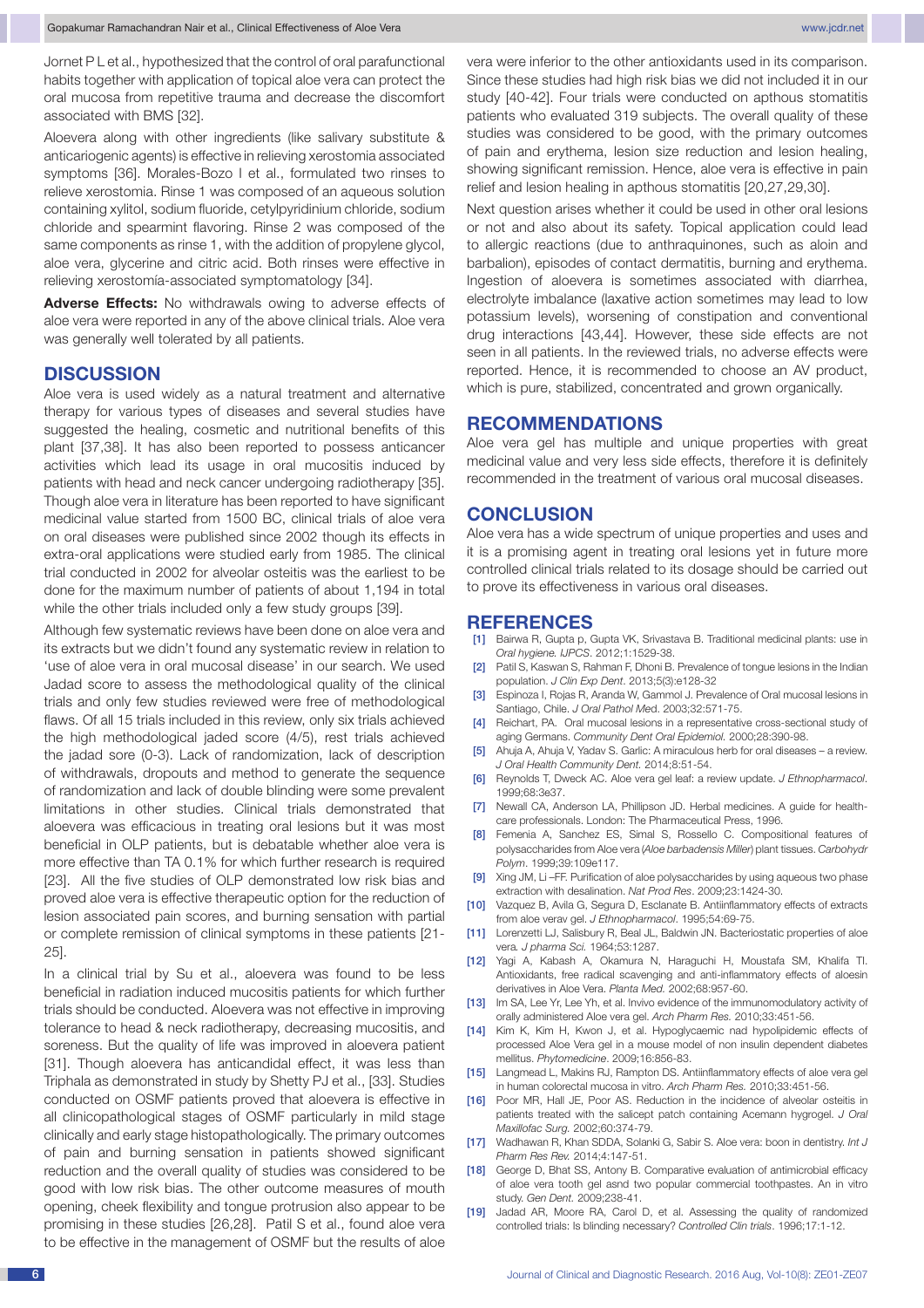Jornet P L et al., hypothesized that the control of oral parafunctional habits together with application of topical aloe vera can protect the oral mucosa from repetitive trauma and decrease the discomfort associated with BMS [32].

Aloevera along with other ingredients (like salivary substitute & anticariogenic agents) is effective in relieving xerostomia associated symptoms [36]. Morales-Bozo I et al., formulated two rinses to relieve xerostomia. Rinse 1 was composed of an aqueous solution containing xylitol, sodium fluoride, cetylpyridinium chloride, sodium chloride and spearmint flavoring. Rinse 2 was composed of the same components as rinse 1, with the addition of propylene glycol, aloe vera, glycerine and citric acid. Both rinses were effective in relieving xerostomía-associated symptomatology [34].

**Adverse Effects:** No withdrawals owing to adverse effects of aloe vera were reported in any of the above clinical trials. Aloe vera was generally well tolerated by all patients.

## DISCUSSION

Aloe vera is used widely as a natural treatment and alternative therapy for various types of diseases and several studies have suggested the healing, cosmetic and nutritional benefits of this plant [37,38]. It has also been reported to possess anticancer activities which lead its usage in oral mucositis induced by patients with head and neck cancer undergoing radiotherapy [35]. Though aloe vera in literature has been reported to have significant medicinal value started from 1500 BC, clinical trials of aloe vera on oral diseases were published since 2002 though its effects in extra-oral applications were studied early from 1985. The clinical trial conducted in 2002 for alveolar osteitis was the earliest to be done for the maximum number of patients of about 1,194 in total while the other trials included only a few study groups [39].

Although few systematic reviews have been done on aloe vera and its extracts but we didn't found any systematic review in relation to 'use of aloe vera in oral mucosal disease' in our search. We used Jadad score to assess the methodological quality of the clinical trials and only few studies reviewed were free of methodological flaws. Of all 15 trials included in this review, only six trials achieved the high methodological jaded score (4/5), rest trials achieved the jadad sore (0-3). Lack of randomization, lack of description of withdrawals, dropouts and method to generate the sequence of randomization and lack of double blinding were some prevalent limitations in other studies. Clinical trials demonstrated that aloevera was efficacious in treating oral lesions but it was most beneficial in OLP patients, but is debatable whether aloe vera is more effective than TA 0.1% for which further research is required [23]. All the five studies of OLP demonstrated low risk bias and proved aloe vera is effective therapeutic option for the reduction of lesion associated pain scores, and burning sensation with partial or complete remission of clinical symptoms in these patients [21-25].

In a clinical trial by Su et al., aloevera was found to be less beneficial in radiation induced mucositis patients for which further trials should be conducted. Aloevera was not effective in improving tolerance to head & neck radiotherapy, decreasing mucositis, and soreness. But the quality of life was improved in aloevera patient [31]. Though aloevera has anticandidal effect, it was less than Triphala as demonstrated in study by Shetty PJ et al., [33]. Studies conducted on OSMF patients proved that aloevera is effective in all clinicopathological stages of OSMF particularly in mild stage clinically and early stage histopathologically. The primary outcomes of pain and burning sensation in patients showed significant reduction and the overall quality of studies was considered to be good with low risk bias. The other outcome measures of mouth opening, cheek flexibility and tongue protrusion also appear to be promising in these studies [26,28]. Patil S et al., found aloe vera to be effective in the management of OSMF but the results of aloe vera were inferior to the other antioxidants used in its comparison. Since these studies had high risk bias we did not included it in our study [40-42]. Four trials were conducted on apthous stomatitis patients who evaluated 319 subjects. The overall quality of these studies was considered to be good, with the primary outcomes of pain and erythema, lesion size reduction and lesion healing, showing significant remission. Hence, aloe vera is effective in pain relief and lesion healing in apthous stomatitis [20,27,29,30].

Next question arises whether it could be used in other oral lesions or not and also about its safety. Topical application could lead to allergic reactions (due to anthraquinones, such as aloin and barbalion), episodes of contact dermatitis, burning and erythema. Ingestion of aloevera is sometimes associated with diarrhea, electrolyte imbalance (laxative action sometimes may lead to low potassium levels), worsening of constipation and conventional drug interactions [43,44]. However, these side effects are not seen in all patients. In the reviewed trials, no adverse effects were reported. Hence, it is recommended to choose an AV product, which is pure, stabilized, concentrated and grown organically.

## RECOMMENDATIONS

Aloe vera gel has multiple and unique properties with great medicinal value and very less side effects, therefore it is definitely recommended in the treatment of various oral mucosal diseases.

## CONCLUSION

Aloe vera has a wide spectrum of unique properties and uses and it is a promising agent in treating oral lesions yet in future more controlled clinical trials related to its dosage should be carried out to prove its effectiveness in various oral diseases.

## REFERENCES

[1] Bairwa R, Gupta p, Gupta VK, Srivastava B. Traditional medicinal plants: use in *Oral hygiene. IJPCS*. 2012;1:1529-38.
[2] Patil S, Kaswan S, Rahman F, Dhoni B. Prevalence of tongue lesions in the Indian population. *J Clin Exp Dent*. 2013;5(3):e128-32
[3] Espinoza I, Rojas R, Aranda W, Gammol J. Prevalence of Oral mucosal lesions in Santiago, Chile. *J Oral Pathol Me*d. 2003;32:571-75.
[4] Reichart, PA. Oral mucosal lesions in a representative cross-sectional study of aging Germans. *Community Dent Oral Epidemiol.* 2000;28:390-98.
[5] Ahuja A, Ahuja V, Yadav S. Garlic: A miraculous herb for oral diseases – a review. *J Oral Health Community Dent.* 2014;8:51-54.
[6] Reynolds T, Dweck AC. Aloe vera gel leaf: a review update. *J Ethnopharmacol*. 1999;68:3e37.
[7] Newall CA, Anderson LA, Phillipson JD. Herbal medicines. A guide for health-care professionals. London: The Pharmaceutical Press, 1996.
[8] Femenia A, Sanchez ES, Simal S, Rossello C. Compositional features of polysaccharides from Aloe vera (*Aloe barbadensis Miller*) plant tissues. *Carbohydr Polym*. 1999;39:109e117.
[9] Xing JM, Li –FF. Purification of aloe polysaccharides by using aqueous two phase extraction with desalination. *Nat Prod Res*. 2009;23:1424-30.
[10] Vazquez B, Avila G, Segura D, Esclanate B. Antiinflammatory effects of extracts from aloe verav gel. *J Ethnopharmacol*. 1995;54:69-75.
[11] Lorenzetti LJ, Salisbury R, Beal JL, Baldwin JN. Bacteriostatic properties of aloe vera. *J pharma Sci.* 1964;53:1287.
[12] Yagi A, Kabash A, Okamura N, Haraguchi H, Moustafa SM, Khalifa TI. Antioxidants, free radical scavenging and anti-inflammatory effects of aloesin derivatives in Aloe Vera. *Planta Med.* 2002;68:957-60.
[13] Im SA, Lee Yr, Lee Yh, et al. Invivo evidence of the immunomodulatory activity of orally administered Aloe vera gel. *Arch Pharm Res.* 2010;33:451-56.
[14] Kim K, Kim H, Kwon J, et al. Hypoglycaemic nad hypolipidemic effects of processed Aloe Vera gel in a mouse model of non insulin dependent diabetes mellitus. *Phytomedicine*. 2009;16:856-83.
[15] Langmead L, Makins RJ, Rampton DS. Antiinflammatory effects of aloe vera gel in human colorectal mucosa in vitro. *Arch Pharm Res.* 2010;33:451-56.
[16] Poor MR, Hall JE, Poor AS. Reduction in the incidence of alveolar osteitis in patients treated with the salicept patch containing Acemann hygrogel. *J Oral Maxillofac Surg.* 2002;60:374-79.
[17] Wadhawan R, Khan SDDA, Solanki G, Sabir S. Aloe vera: boon in dentistry. *Int J Pharm Res Rev.* 2014;4:147-51.
[18] George D, Bhat SS, Antony B. Comparative evaluation of antimicrobial efficacy of aloe vera tooth gel asnd two popular commercial toothpastes. An in vitro study. *Gen Dent.* 2009;238-41.
[19] Jadad AR, Moore RA, Carol D, et al. Assessing the quality of randomized controlled trials: Is blinding necessary? *Controlled Clin trials*. 1996;17:1-12.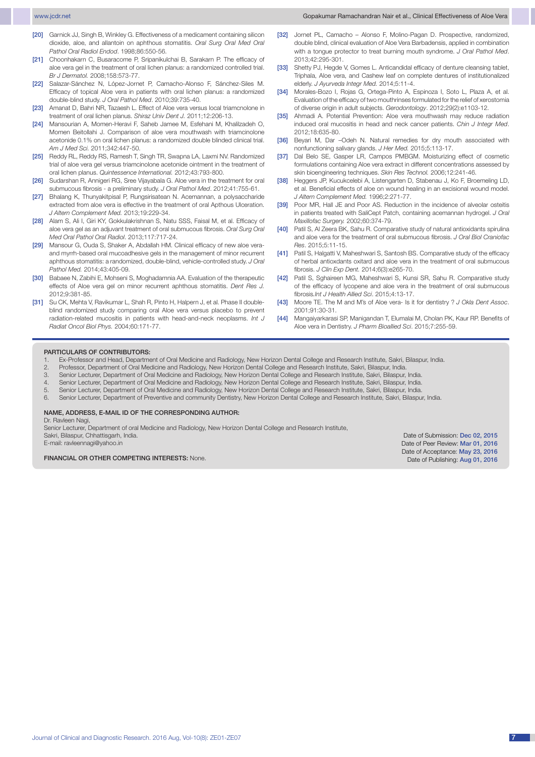[20] Garnick JJ, Singh B, Winkley G. Effectiveness of a medicament containing silicon dioxide, aloe, and allantoin on aphthous stomatitis. *Oral Surg Oral Med Oral Pathol Oral Radiol Endod*. 1998;86:550-56.

[21] Choonhakarn C, Busaracome P, Sripanikulchai B, Sarakarn P. The efficacy of aloe vera gel in the treatment of oral lichen planus: a randomized controlled trial. *Br J Dermatol.* 2008;158:573-77.

[22] Salazar-Sánchez N, López-Jornet P, Camacho-Alonso F, Sánchez-Siles M. Efficacy of topical Aloe vera in patients with oral lichen planus: a randomized double-blind study. *J Oral Pathol Med*. 2010;39:735-40.

[23] Amanat D, Bahri NR, Tazaesh L. Effect of Aloe vera versus local triamcnolone in treatment of oral lichen planus. *Shiraz Univ Dent J.* 2011;12:206-13.

[24] Mansourian A, Momen-Heravi F, Saheb Jamee M, Esfehani M, Khalilzadeh O, Momen Beitollahi J. Comparison of aloe vera mouthwash with triamcinolone acetonide 0.1% on oral lichen planus: a randomized double blinded clinical trial. *Am J Med Sci.* 2011;342:447-50.

[25] Reddy RL, Reddy RS, Ramesh T, Singh TR, Swapna LA, Laxmi NV. Randomized trial of aloe vera gel versus triamcinolone acetonide ointment in the treatment of oral lichen planus. *Quintessence International.* 2012;43:793-800.

[26] Sudarshan R, Annigeri RG, Sree Vijayabala G. Aloe vera in the treatment for oral submucous fibrosis - a preliminary study. *J Oral Pathol Med*. 2012;41:755-61.

[27] Bhalang K, Thunyakitpisal P, Rungsirisatean N. Acemannan, a polysaccharide extracted from aloe vera is effective in the treatment of oral Apthous Ulceration. *J Altern Complement Med.* 2013;19:229-34.

[28] Alam S, Ali I, Giri KY, Gokkulakrishnan S, Natu SSS, Faisal M, et al. Efficacy of aloe vera gel as an adjuvant treatment of oral submucous fibrosis. *Oral Surg Oral Med Oral Pathol Oral Radiol*. 2013;117:717-24.

[29] Mansour G, Ouda S, Shaker A, Abdallah HM. Clinical efficacy of new aloe vera- and myrrh-based oral mucoadhesive gels in the management of minor recurrent aphthous stomatitis: a randomized, double-blind, vehicle-controlled study. *J Oral Pathol Med.* 2014;43:405-09.

[30] Babaee N, Zabihi E, Mohseni S, Moghadamnia AA. Evaluation of the therapeutic effects of Aloe vera gel on minor recurrent aphthous stomatitis. *Dent Res J.* 2012;9:381-85.

[31] Su CK, Mehta V, Ravikumar L, Shah R, Pinto H, Halpern J, et al. Phase II double-blind randomized study comparing oral Aloe vera versus placebo to prevent radiation-related mucositis in patients with head-and-neck neoplasms. *Int J Radiat Oncol Biol Phys.* 2004;60:171-77.

[32] Jornet PL, Camacho – Alonso F, Molina-Pagan D. Prospective, randomized, double blind, clinical evaluation of Aloe Vera Barbadensis, applied in combination with a tongue protector to treat burning mouth syndrome. *J Oral Pathol Med*. 2013;42:295-301.

[33] Shetty PJ, Hegde V, Gomes L. Anticandidal efficacy of denture cleansing tablet, Triphala, Aloe vera, and Cashew leaf on complete dentures of institutionalized elderly. *J Ayurveda Integr Med.* 2014;5:11-4.

[34] Morales-Bozo I, Rojas G, Ortega-Pinto A, Espinoza I, Soto L, Plaza A, et al. Evaluation of the efficacy of two mouthrinses formulated for the relief of xerostomia of diverse origin in adult subjects. *Gerodontology*. 2012;29(2):e1103-12.

[35] Ahmadi A. Potential Prevention: Aloe vera mouthwash may reduce radiation induced oral mucositis in head and neck cancer patients. *Chin J Integr Med*. 2012;18:635-80.

[36] Beyari M, Dar –Odeh N. Natural remedies for dry mouth associated with nonfunctioning salivary glands. *J Her Med.* 2015;5:113-17.

[37] Dal Belo SE, Gasper LR, Campos PMBGM. Moisturizing effect of cosmetic formulations containing Aloe vera extract in different concentrations assessed by skin bioengineering techniques. *Skin Res Technol.* 2006;12:241-46.

[38] Heggers JP, Kucukcelebi A, Listengarten D, Stabenau J, Ko F, Broemeling LD, et al. Beneficial effects of aloe on wound healing in an excisional wound model. *J Altern Complement Med.* 1996;2:271-77.

[39] Poor MR, Hall JE and Poor AS. Reduction in the incidence of alveolar osteitis in patients treated with SaliCept Patch, containing acemannan hydrogel. *J Oral Maxillofac Surgery.* 2002;60:374-79.

[40] Patil S, Al Zeera BK, Sahu R. Comparative study of natural antioxidants spirulina and aloe vera for the treatment of oral submucous fibrosis. *J Oral Biol Craniofac Res*. 2015;5:11-15.

[41] Patil S, Halgatti V, Maheshwari S, Santosh BS. Comparative study of the efficacy of herbal antioxdants oxitard and aloe vera in the treatment of oral submucous fibrosis. *J Clin Exp Dent.* 2014;6(3):e265-70.

[42] Patil S, Sghaireen MG, Maheshwari S, Kunsi SR, Sahu R. Comparative study of the efficacy of lycopene and aloe vera in the treatment of oral submucous fibrosis.*Int J Health Allied Sci*. 2015;4:13-17.

[43] Moore TE. The M and M's of Aloe vera- Is it for dentistry ? *J Okla Dent Assoc*. 2001;91:30-31.

[44] Mangaiyarkarasi SP, Manigandan T, Elumalai M, Cholan PK, Kaur RP. Benefits of Aloe vera in Dentistry. *J Pharm Bioallied Sci*. 2015;7:255-59.

**PARTICULARS OF CONTRIBUTORS:**

1. Ex-Professor and Head, Department of Oral Medicine and Radiology, New Horizon Dental College and Research Institute, Sakri, Bilaspur, India.
2. Professor, Department of Oral Medicine and Radiology, New Horizon Dental College and Research Institute, Sakri, Bilaspur, India.
3. Senior Lecturer, Department of Oral Medicine and Radiology, New Horizon Dental College and Research Institute, Sakri, Bilaspur, India.
4. Senior Lecturer, Department of Oral Medicine and Radiology, New Horizon Dental College and Research Institute, Sakri, Bilaspur, India.
5. Senior Lecturer, Department of Oral Medicine and Radiology, New Horizon Dental College and Research Institute, Sakri, Bilaspur, India.
6. Senior Lecturer, Department of Preventive and community Dentistry, New Horizon Dental College and Research Institute, Sakri, Bilaspur, India.

**NAME, ADDRESS, E-MAIL ID OF THE CORRESPONDING AUTHOR:**

Dr. Ravleen Nagi,
Senior Lecturer, Department of oral Medicine and Radiology, New Horizon Dental College and Research Institute,
Sakri, Bilaspur, Chhattisgarh, India.
E-mail: ravleennagi@yahoo.in

**FINANCIAL OR OTHER COMPETING INTERESTS:** None.

Date of Submission: Dec 02, 2015
Date of Peer Review: Mar 01, 2016
Date of Acceptance: May 23, 2016
Date of Publishing: Aug 01, 2016